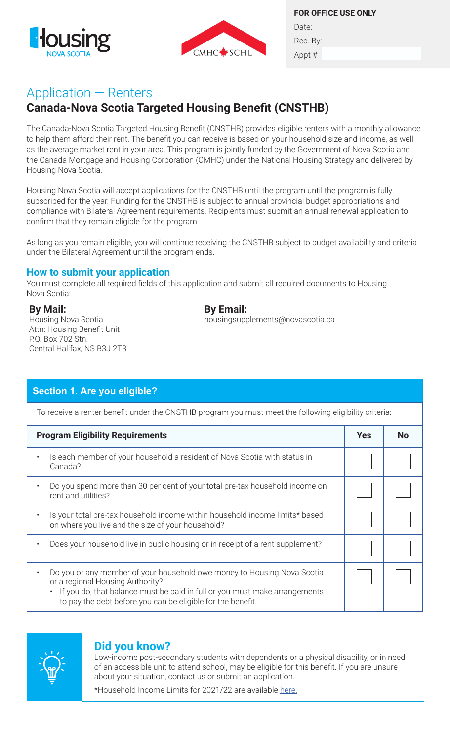FOR OFFICE USE ONLY

Date: ______________________

Rec. By: ______________________

Appt #

# Application — Renters

## Canada-Nova Scotia Targeted Housing Benefit (CNSTHB)

The Canada-Nova Scotia Targeted Housing Benefit (CNSTHB) provides eligible renters with a monthly allowance to help them afford their rent. The benefit you can receive is based on your household size and income, as well as the average market rent in your area. This program is jointly funded by the Government of Nova Scotia and the Canada Mortgage and Housing Corporation (CMHC) under the National Housing Strategy and delivered by Housing Nova Scotia.

Housing Nova Scotia will accept applications for the CNSTHB until the program until the program is fully subscribed for the year. Funding for the CNSTHB is subject to annual provincial budget appropriations and compliance with Bilateral Agreement requirements. Recipients must submit an annual renewal application to confirm that they remain eligible for the program.

As long as you remain eligible, you will continue receiving the CNSTHB subject to budget availability and criteria under the Bilateral Agreement until the program ends.

### How to submit your application

You must complete all required fields of this application and submit all required documents to Housing Nova Scotia:

**By Mail:**
Housing Nova Scotia
Attn: Housing Benefit Unit
P.O. Box 702 Stn.
Central Halifax, NS B3J 2T3

**By Email:**
housingsupplements@novascotia.ca

### Section 1. Are you eligible?

To receive a renter benefit under the CNSTHB program you must meet the following eligibility criteria:

| Program Eligibility Requirements | Yes | No |
|---|---|---|
| • Is each member of your household a resident of Nova Scotia with status in Canada? | | |
| • Do you spend more than 30 per cent of your total pre-tax household income on rent and utilities? | | |
| • Is your total pre-tax household income within household income limits* based on where you live and the size of your household? | | |
| • Does your household live in public housing or in receipt of a rent supplement? | | |
| • Do you or any member of your household owe money to Housing Nova Scotia or a regional Housing Authority?<br>• If you do, that balance must be paid in full or you must make arrangements to pay the debt before you can be eligible for the benefit. | | |

### Did you know?

Low-income post-secondary students with dependents or a physical disability, or in need of an accessible unit to attend school, may be eligible for this benefit. If you are unsure about your situation, contact us or submit an application.

*Household Income Limits for 2021/22 are available here.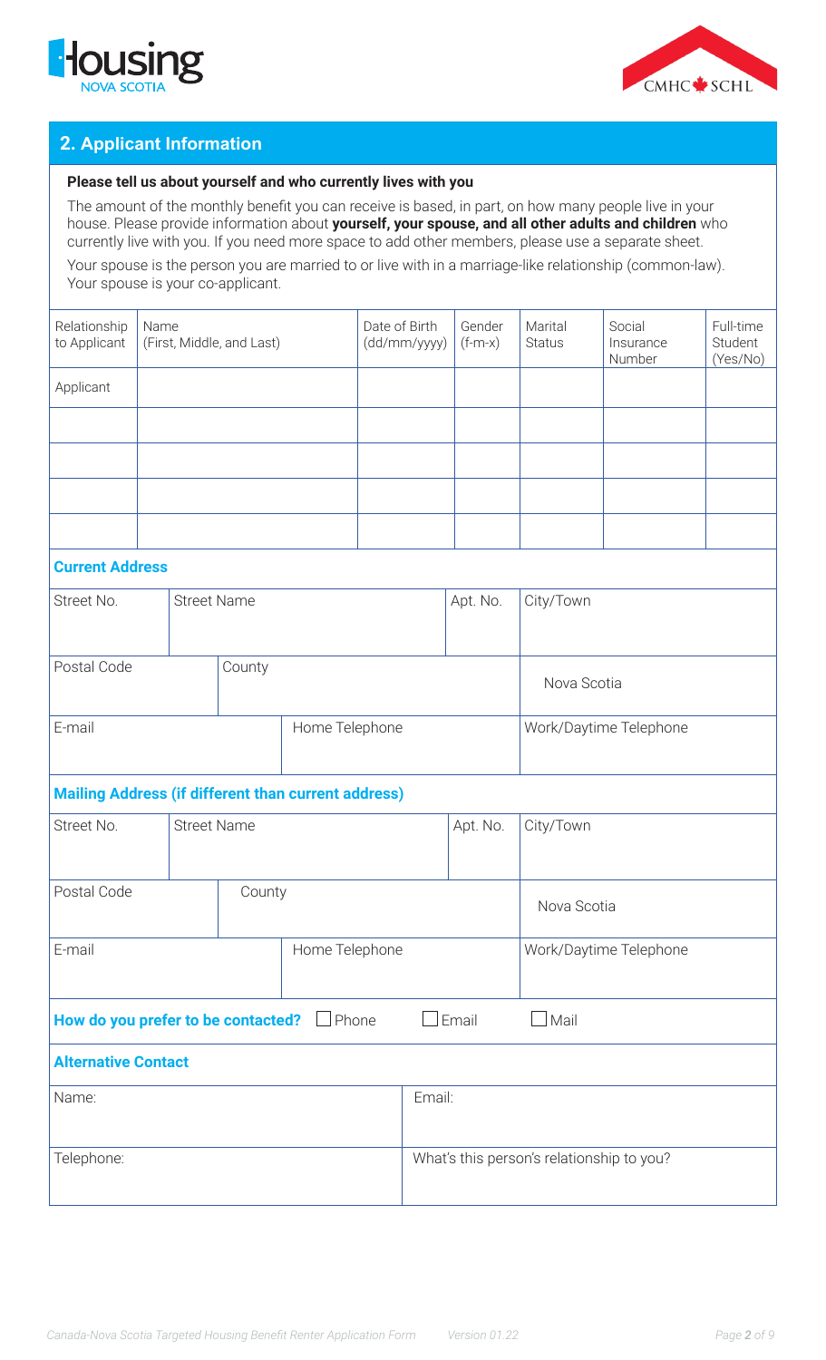## 2. Applicant Information

**Please tell us about yourself and who currently lives with you**

The amount of the monthly benefit you can receive is based, in part, on how many people live in your house. Please provide information about **yourself, your spouse, and all other adults and children** who currently live with you. If you need more space to add other members, please use a separate sheet.

Your spouse is the person you are married to or live with in a marriage-like relationship (common-law). Your spouse is your co-applicant.

| Relationship to Applicant | Name (First, Middle, and Last) | Date of Birth (dd/mm/yyyy) | Gender (f-m-x) | Marital Status | Social Insurance Number | Full-time Student (Yes/No) |
|---|---|---|---|---|---|---|
| Applicant | | | | | | |
| | | | | | | |
| | | | | | | |
| | | | | | | |
| | | | | | | |

### Current Address

| Street No. | Street Name | Apt. No. | City/Town |
|---|---|---|---|
| | | | |

| Postal Code | County | |
|---|---|---|
| | | Nova Scotia |

| E-mail | Home Telephone | Work/Daytime Telephone |
|---|---|---|
| | | |

### Mailing Address (if different than current address)

| Street No. | Street Name | Apt. No. | City/Town |
|---|---|---|---|
| | | | |

| Postal Code | County | |
|---|---|---|
| | | Nova Scotia |

| E-mail | Home Telephone | Work/Daytime Telephone |
|---|---|---|
| | | |

**How do you prefer to be contacted?** ☐ Phone ☐ Email ☐ Mail

### Alternative Contact

| Name: | Email: |
|---|---|
| Telephone: | What's this person's relationship to you? |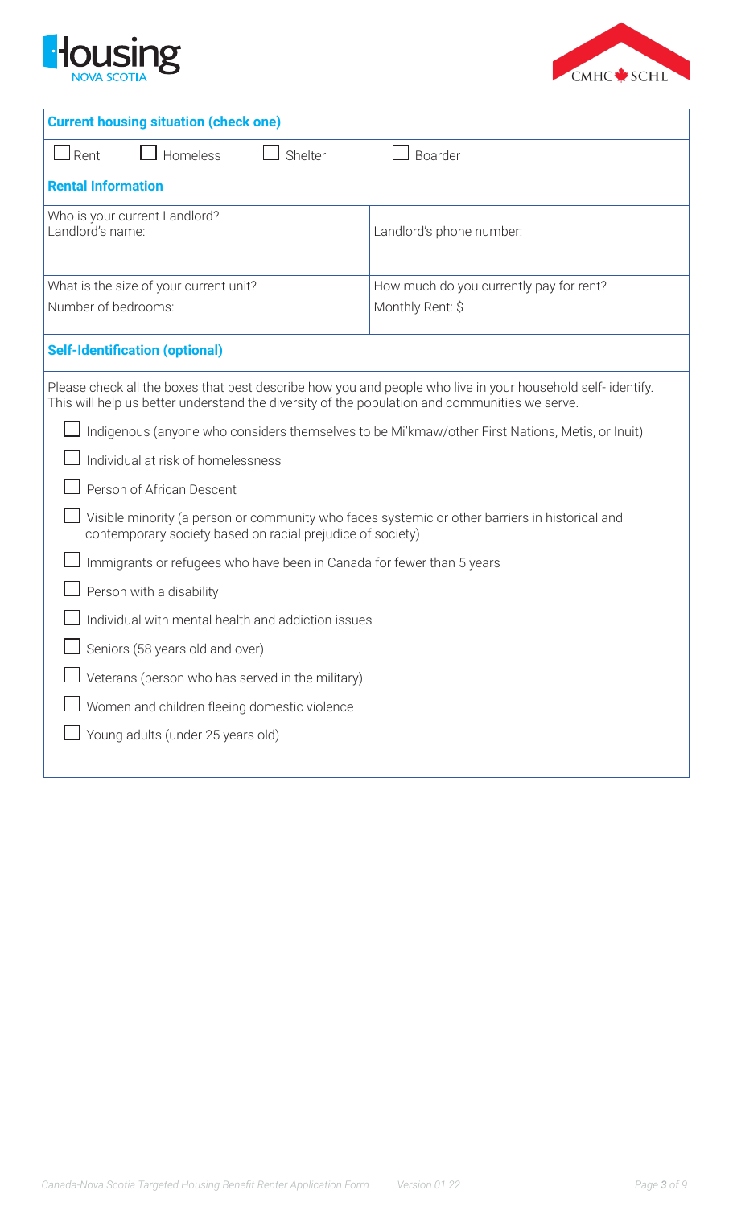## Current housing situation (check one)

☐ Rent ☐ Homeless ☐ Shelter ☐ Boarder

## Rental Information

| Who is your current Landlord? Landlord's name: | Landlord's phone number: |
| --- | --- |
| What is the size of your current unit? Number of bedrooms: | How much do you currently pay for rent? Monthly Rent: $ |

## Self-Identification (optional)

Please check all the boxes that best describe how you and people who live in your household self- identify. This will help us better understand the diversity of the population and communities we serve.

☐ Indigenous (anyone who considers themselves to be Mi'kmaw/other First Nations, Metis, or Inuit)

☐ Individual at risk of homelessness

☐ Person of African Descent

☐ Visible minority (a person or community who faces systemic or other barriers in historical and contemporary society based on racial prejudice of society)

☐ Immigrants or refugees who have been in Canada for fewer than 5 years

☐ Person with a disability

☐ Individual with mental health and addiction issues

☐ Seniors (58 years old and over)

☐ Veterans (person who has served in the military)

☐ Women and children fleeing domestic violence

☐ Young adults (under 25 years old)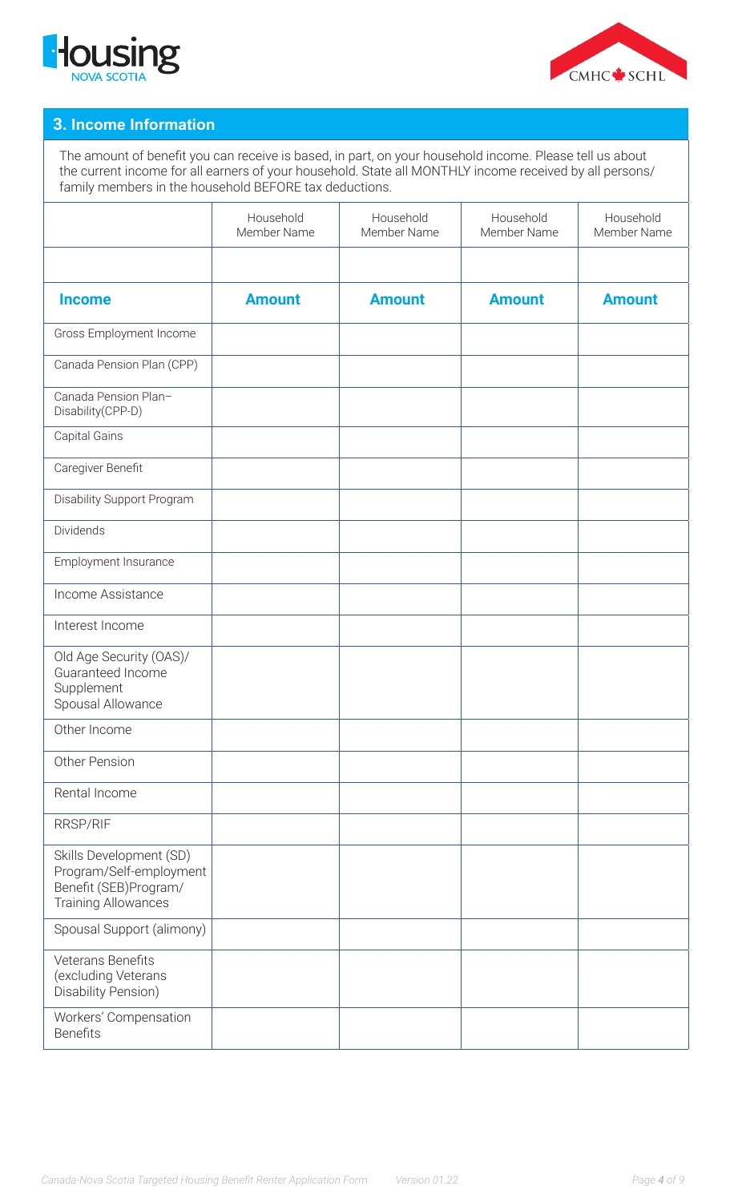## 3. Income Information

The amount of benefit you can receive is based, in part, on your household income. Please tell us about the current income for all earners of your household. State all MONTHLY income received by all persons/ family members in the household BEFORE tax deductions.

| | Household Member Name | Household Member Name | Household Member Name | Household Member Name |
|---|---|---|---|---|
| | | | | |
| **Income** | **Amount** | **Amount** | **Amount** | **Amount** |
| Gross Employment Income | | | | |
| Canada Pension Plan (CPP) | | | | |
| Canada Pension Plan–Disability(CPP-D) | | | | |
| Capital Gains | | | | |
| Caregiver Benefit | | | | |
| Disability Support Program | | | | |
| Dividends | | | | |
| Employment Insurance | | | | |
| Income Assistance | | | | |
| Interest Income | | | | |
| Old Age Security (OAS)/ Guaranteed Income Supplement Spousal Allowance | | | | |
| Other Income | | | | |
| Other Pension | | | | |
| Rental Income | | | | |
| RRSP/RIF | | | | |
| Skills Development (SD) Program/Self-employment Benefit (SEB)Program/ Training Allowances | | | | |
| Spousal Support (alimony) | | | | |
| Veterans Benefits (excluding Veterans Disability Pension) | | | | |
| Workers' Compensation Benefits | | | | |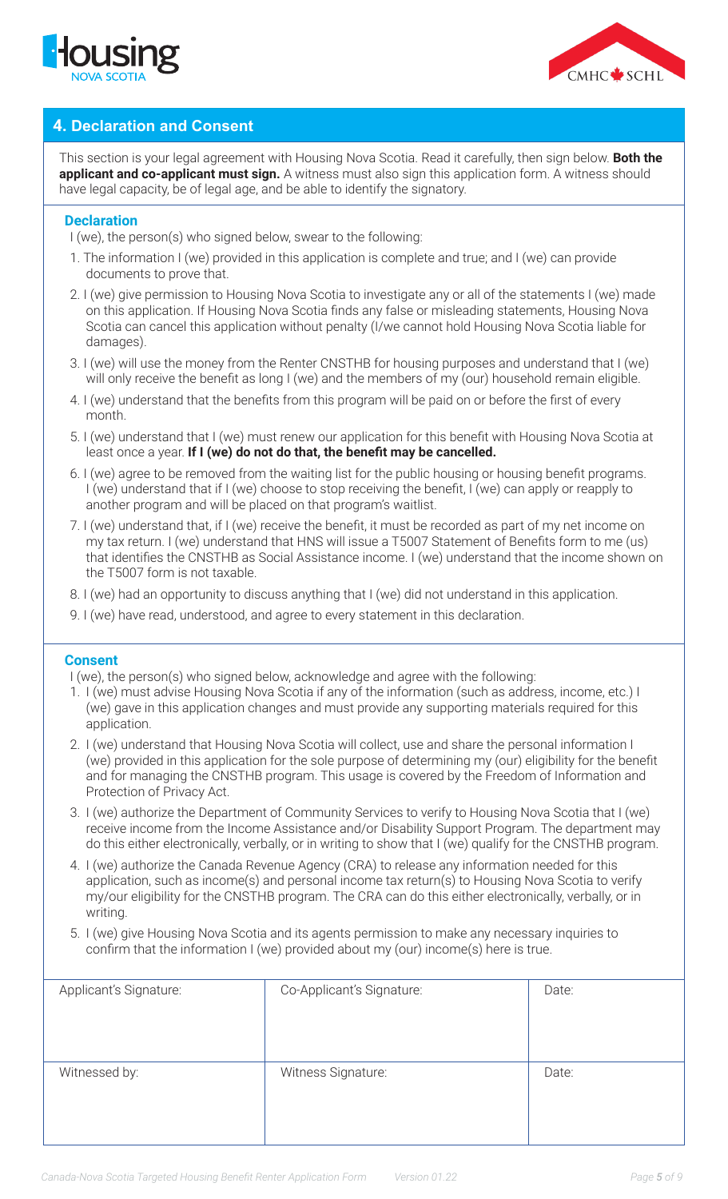## 4. Declaration and Consent

This section is your legal agreement with Housing Nova Scotia. Read it carefully, then sign below. **Both the applicant and co-applicant must sign.** A witness must also sign this application form. A witness should have legal capacity, be of legal age, and be able to identify the signatory.

### Declaration

I (we), the person(s) who signed below, swear to the following:

1. The information I (we) provided in this application is complete and true; and I (we) can provide documents to prove that.
2. I (we) give permission to Housing Nova Scotia to investigate any or all of the statements I (we) made on this application. If Housing Nova Scotia finds any false or misleading statements, Housing Nova Scotia can cancel this application without penalty (I/we cannot hold Housing Nova Scotia liable for damages).
3. I (we) will use the money from the Renter CNSTHB for housing purposes and understand that I (we) will only receive the benefit as long I (we) and the members of my (our) household remain eligible.
4. I (we) understand that the benefits from this program will be paid on or before the first of every month.
5. I (we) understand that I (we) must renew our application for this benefit with Housing Nova Scotia at least once a year. **If I (we) do not do that, the benefit may be cancelled.**
6. I (we) agree to be removed from the waiting list for the public housing or housing benefit programs. I (we) understand that if I (we) choose to stop receiving the benefit, I (we) can apply or reapply to another program and will be placed on that program's waitlist.
7. I (we) understand that, if I (we) receive the benefit, it must be recorded as part of my net income on my tax return. I (we) understand that HNS will issue a T5007 Statement of Benefits form to me (us) that identifies the CNSTHB as Social Assistance income. I (we) understand that the income shown on the T5007 form is not taxable.
8. I (we) had an opportunity to discuss anything that I (we) did not understand in this application.
9. I (we) have read, understood, and agree to every statement in this declaration.

### Consent

I (we), the person(s) who signed below, acknowledge and agree with the following:

1. I (we) must advise Housing Nova Scotia if any of the information (such as address, income, etc.) I (we) gave in this application changes and must provide any supporting materials required for this application.
2. I (we) understand that Housing Nova Scotia will collect, use and share the personal information I (we) provided in this application for the sole purpose of determining my (our) eligibility for the benefit and for managing the CNSTHB program. This usage is covered by the Freedom of Information and Protection of Privacy Act.
3. I (we) authorize the Department of Community Services to verify to Housing Nova Scotia that I (we) receive income from the Income Assistance and/or Disability Support Program. The department may do this either electronically, verbally, or in writing to show that I (we) qualify for the CNSTHB program.
4. I (we) authorize the Canada Revenue Agency (CRA) to release any information needed for this application, such as income(s) and personal income tax return(s) to Housing Nova Scotia to verify my/our eligibility for the CNSTHB program. The CRA can do this either electronically, verbally, or in writing.
5. I (we) give Housing Nova Scotia and its agents permission to make any necessary inquiries to confirm that the information I (we) provided about my (our) income(s) here is true.

| Applicant's Signature: | Co-Applicant's Signature: | Date: |
|---|---|---|
| Witnessed by: | Witness Signature: | Date: |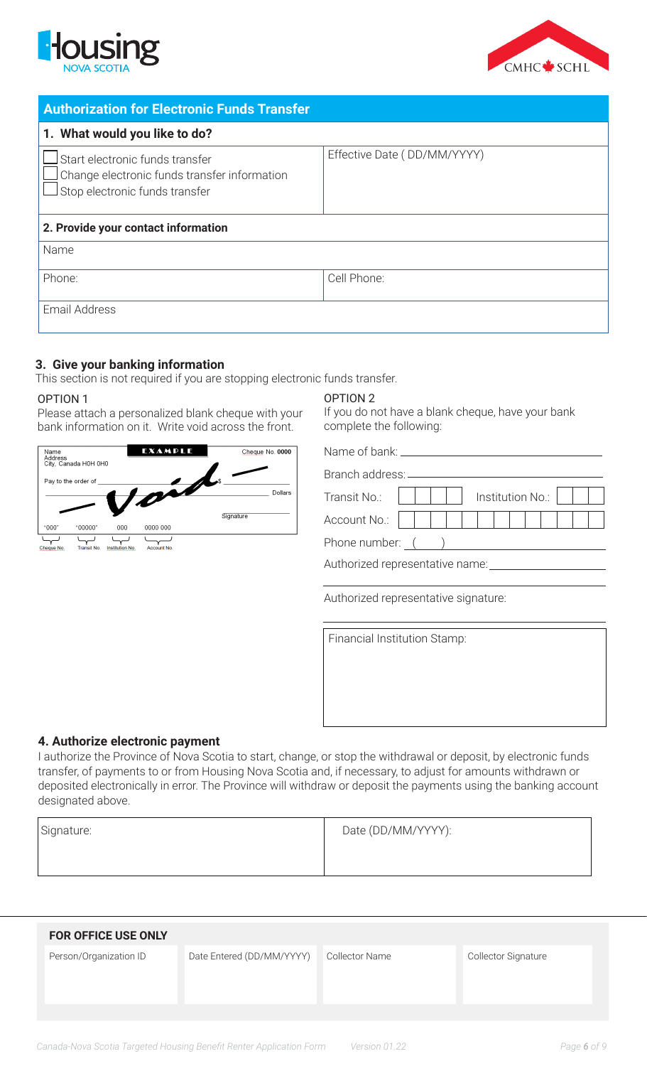## Authorization for Electronic Funds Transfer

### 1. What would you like to do?

| | |
|---|---|
| ☐ Start electronic funds transfer<br>☐ Change electronic funds transfer information<br>☐ Stop electronic funds transfer | Effective Date ( DD/MM/YYYY) |

### 2. Provide your contact information

| | |
|---|---|
| Name | |
| Phone: | Cell Phone: |
| Email Address | |

### 3. Give your banking information

This section is not required if you are stopping electronic funds transfer.

**OPTION 1**

Please attach a personalized blank cheque with your bank information on it. Write void across the front.

Name
Address
City, Canada H0H 0H0

EXAMPLE

Cheque No. 0000

Pay to the order of ____________ $

Dollars

Void

Signature

"000" "00000" 000 0000 000

Cheque No. Transit No. Institution No. Account No.

**OPTION 2**

If you do not have a blank cheque, have your bank complete the following:

Name of bank: ______________________

Branch address: ______________________

Transit No.: ☐☐☐☐☐ Institution No.: ☐☐☐

Account No.: ☐☐☐☐☐☐☐☐☐☐☐☐

Phone number: (   ) ______________________

Authorized representative name: ______________________

Authorized representative signature: ______________________

Financial Institution Stamp:

### 4. Authorize electronic payment

I authorize the Province of Nova Scotia to start, change, or stop the withdrawal or deposit, by electronic funds transfer, of payments to or from Housing Nova Scotia and, if necessary, to adjust for amounts withdrawn or deposited electronically in error. The Province will withdraw or deposit the payments using the banking account designated above.

| | |
|---|---|
| Signature: | Date (DD/MM/YYYY): |

**FOR OFFICE USE ONLY**

| Person/Organization ID | Date Entered (DD/MM/YYYY) | Collector Name | Collector Signature |
|---|---|---|---|
| | | | |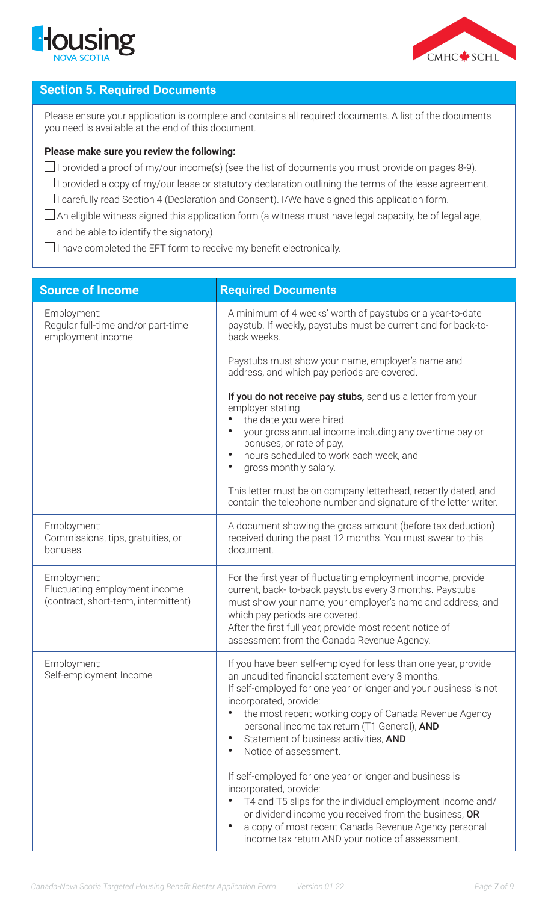## Section 5. Required Documents

Please ensure your application is complete and contains all required documents. A list of the documents you need is available at the end of this document.

**Please make sure you review the following:**

- ☐ I provided a proof of my/our income(s) (see the list of documents you must provide on pages 8-9).
- ☐ I provided a copy of my/our lease or statutory declaration outlining the terms of the lease agreement.
- ☐ I carefully read Section 4 (Declaration and Consent). I/We have signed this application form.
- ☐ An eligible witness signed this application form (a witness must have legal capacity, be of legal age, and be able to identify the signatory).
- ☐ I have completed the EFT form to receive my benefit electronically.

| Source of Income | Required Documents |
|---|---|
| Employment:<br>Regular full-time and/or part-time employment income | A minimum of 4 weeks' worth of paystubs or a year-to-date paystub. If weekly, paystubs must be current and for back-to-back weeks.<br><br>Paystubs must show your name, employer's name and address, and which pay periods are covered.<br><br>**If you do not receive pay stubs,** send us a letter from your employer stating<br>• the date you were hired<br>• your gross annual income including any overtime pay or bonuses, or rate of pay,<br>• hours scheduled to work each week, and<br>• gross monthly salary.<br><br>This letter must be on company letterhead, recently dated, and contain the telephone number and signature of the letter writer. |
| Employment:<br>Commissions, tips, gratuities, or bonuses | A document showing the gross amount (before tax deduction) received during the past 12 months. You must swear to this document. |
| Employment:<br>Fluctuating employment income (contract, short-term, intermittent) | For the first year of fluctuating employment income, provide current, back- to-back paystubs every 3 months. Paystubs must show your name, your employer's name and address, and which pay periods are covered.<br>After the first full year, provide most recent notice of assessment from the Canada Revenue Agency. |
| Employment:<br>Self-employment Income | If you have been self-employed for less than one year, provide an unaudited financial statement every 3 months.<br>If self-employed for one year or longer and your business is not incorporated, provide:<br>• the most recent working copy of Canada Revenue Agency personal income tax return (T1 General), **AND**<br>• Statement of business activities, **AND**<br>• Notice of assessment.<br><br>If self-employed for one year or longer and business is incorporated, provide:<br>• T4 and T5 slips for the individual employment income and/or dividend income you received from the business, **OR**<br>• a copy of most recent Canada Revenue Agency personal income tax return AND your notice of assessment. |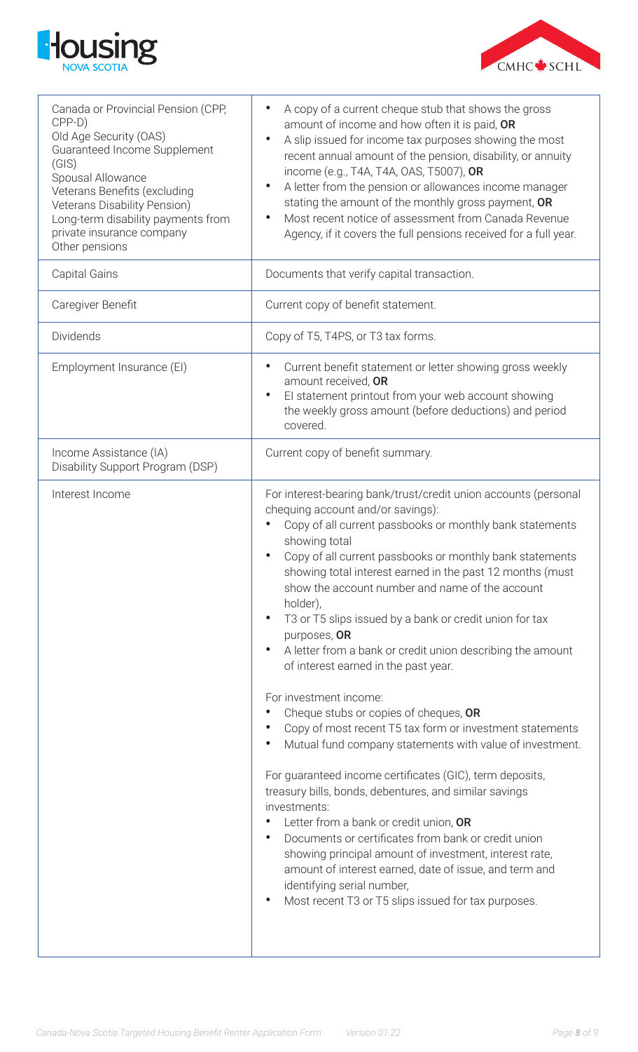| | |
|---|---|
| Canada or Provincial Pension (CPP, CPP-D)<br>Old Age Security (OAS)<br>Guaranteed Income Supplement (GIS)<br>Spousal Allowance<br>Veterans Benefits (excluding Veterans Disability Pension)<br>Long-term disability payments from private insurance company<br>Other pensions | • A copy of a current cheque stub that shows the gross amount of income and how often it is paid, **OR**<br>• A slip issued for income tax purposes showing the most recent annual amount of the pension, disability, or annuity income (e.g., T4A, T4A, OAS, T5007), **OR**<br>• A letter from the pension or allowances income manager stating the amount of the monthly gross payment, **OR**<br>• Most recent notice of assessment from Canada Revenue Agency, if it covers the full pensions received for a full year. |
| Capital Gains | Documents that verify capital transaction. |
| Caregiver Benefit | Current copy of benefit statement. |
| Dividends | Copy of T5, T4PS, or T3 tax forms. |
| Employment Insurance (EI) | • Current benefit statement or letter showing gross weekly amount received, **OR**<br>• EI statement printout from your web account showing the weekly gross amount (before deductions) and period covered. |
| Income Assistance (IA)<br>Disability Support Program (DSP) | Current copy of benefit summary. |
| Interest Income | For interest-bearing bank/trust/credit union accounts (personal chequing account and/or savings):<br>• Copy of all current passbooks or monthly bank statements showing total<br>• Copy of all current passbooks or monthly bank statements showing total interest earned in the past 12 months (must show the account number and name of the account holder),<br>• T3 or T5 slips issued by a bank or credit union for tax purposes, **OR**<br>• A letter from a bank or credit union describing the amount of interest earned in the past year.<br><br>For investment income:<br>• Cheque stubs or copies of cheques, **OR**<br>• Copy of most recent T5 tax form or investment statements<br>• Mutual fund company statements with value of investment.<br><br>For guaranteed income certificates (GIC), term deposits, treasury bills, bonds, debentures, and similar savings investments:<br>• Letter from a bank or credit union, **OR**<br>• Documents or certificates from bank or credit union showing principal amount of investment, interest rate, amount of interest earned, date of issue, and term and identifying serial number,<br>• Most recent T3 or T5 slips issued for tax purposes. |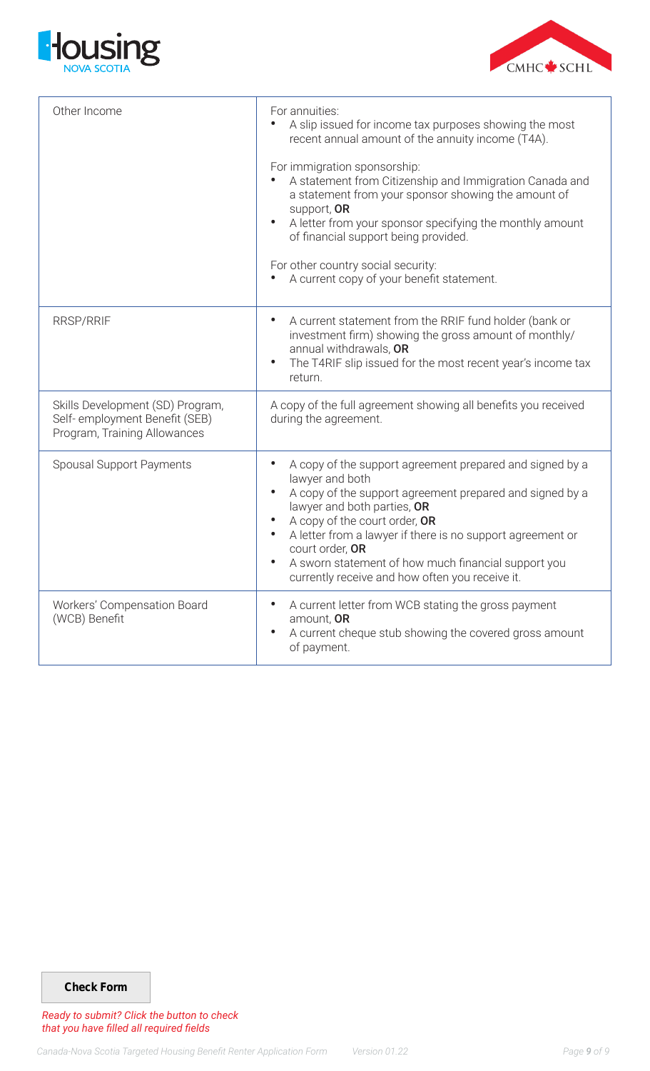| | |
|---|---|
| Other Income | For annuities:<br>• A slip issued for income tax purposes showing the most recent annual amount of the annuity income (T4A).<br><br>For immigration sponsorship:<br>• A statement from Citizenship and Immigration Canada and a statement from your sponsor showing the amount of support, **OR**<br>• A letter from your sponsor specifying the monthly amount of financial support being provided.<br><br>For other country social security:<br>• A current copy of your benefit statement. |
| RRSP/RRIF | • A current statement from the RRIF fund holder (bank or investment firm) showing the gross amount of monthly/ annual withdrawals, **OR**<br>• The T4RIF slip issued for the most recent year's income tax return. |
| Skills Development (SD) Program, Self- employment Benefit (SEB) Program, Training Allowances | A copy of the full agreement showing all benefits you received during the agreement. |
| Spousal Support Payments | • A copy of the support agreement prepared and signed by a lawyer and both<br>• A copy of the support agreement prepared and signed by a lawyer and both parties, **OR**<br>• A copy of the court order, **OR**<br>• A letter from a lawyer if there is no support agreement or court order, **OR**<br>• A sworn statement of how much financial support you currently receive and how often you receive it. |
| Workers' Compensation Board (WCB) Benefit | • A current letter from WCB stating the gross payment amount, **OR**<br>• A current cheque stub showing the covered gross amount of payment. |

**Check Form**

*Ready to submit? Click the button to check that you have filled all required fields*